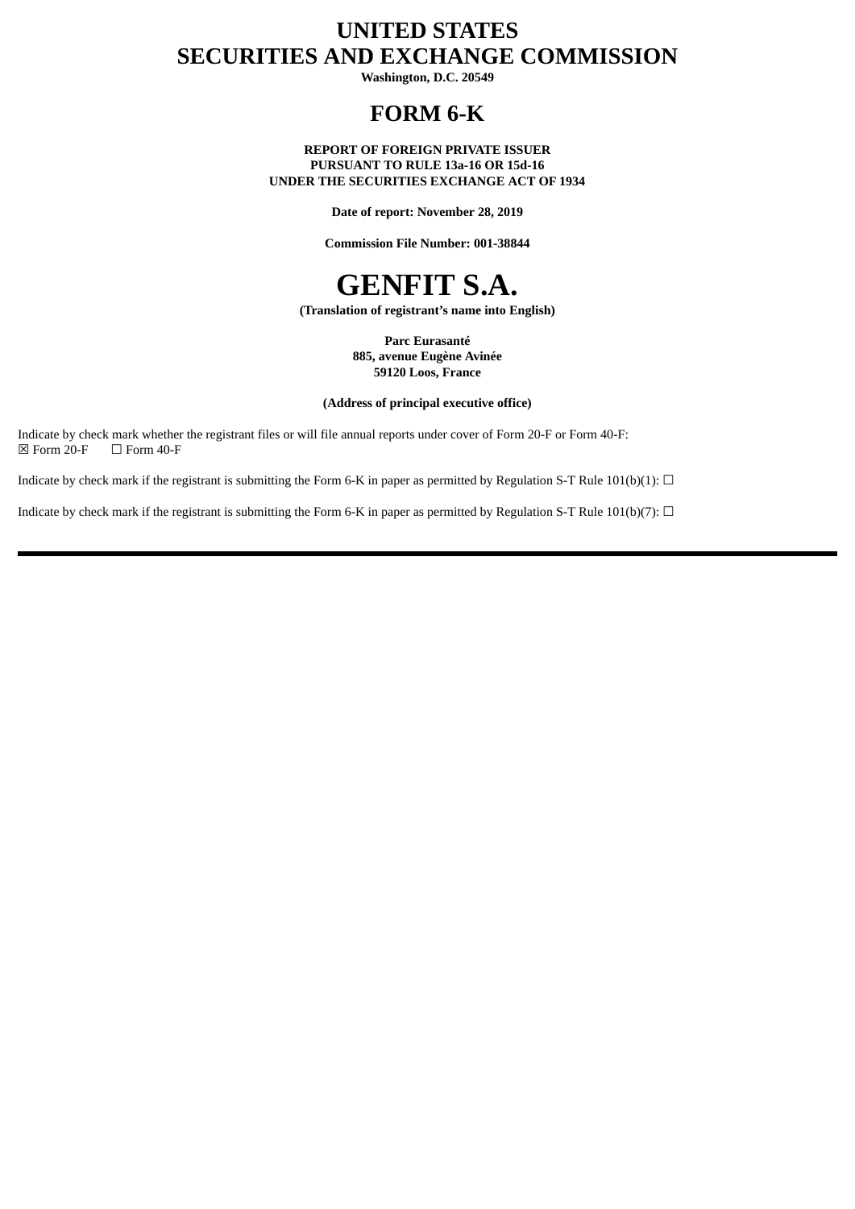# UNITED STATES
# SECURITIES AND EXCHANGE COMMISSION

**Washington, D.C. 20549**

## FORM 6-K

**REPORT OF FOREIGN PRIVATE ISSUER**
**PURSUANT TO RULE 13a-16 OR 15d-16**
**UNDER THE SECURITIES EXCHANGE ACT OF 1934**

**Date of report: November 28, 2019**

**Commission File Number: 001-38844**

# GENFIT S.A.

**(Translation of registrant's name into English)**

**Parc Eurasanté**
**885, avenue Eugène Avinée**
**59120 Loos, France**

**(Address of principal executive office)**

Indicate by check mark whether the registrant files or will file annual reports under cover of Form 20-F or Form 40-F:
☒ Form 20-F ☐ Form 40-F

Indicate by check mark if the registrant is submitting the Form 6-K in paper as permitted by Regulation S-T Rule 101(b)(1): ☐

Indicate by check mark if the registrant is submitting the Form 6-K in paper as permitted by Regulation S-T Rule 101(b)(7): ☐

---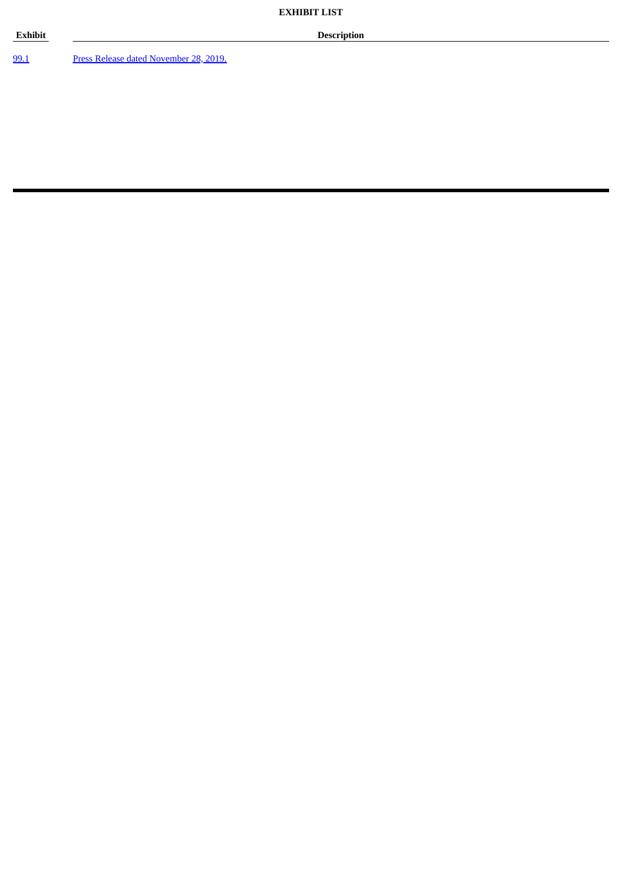**EXHIBIT LIST**

| Exhibit | Description |
| --- | --- |
| 99.1 | Press Release dated November 28, 2019. |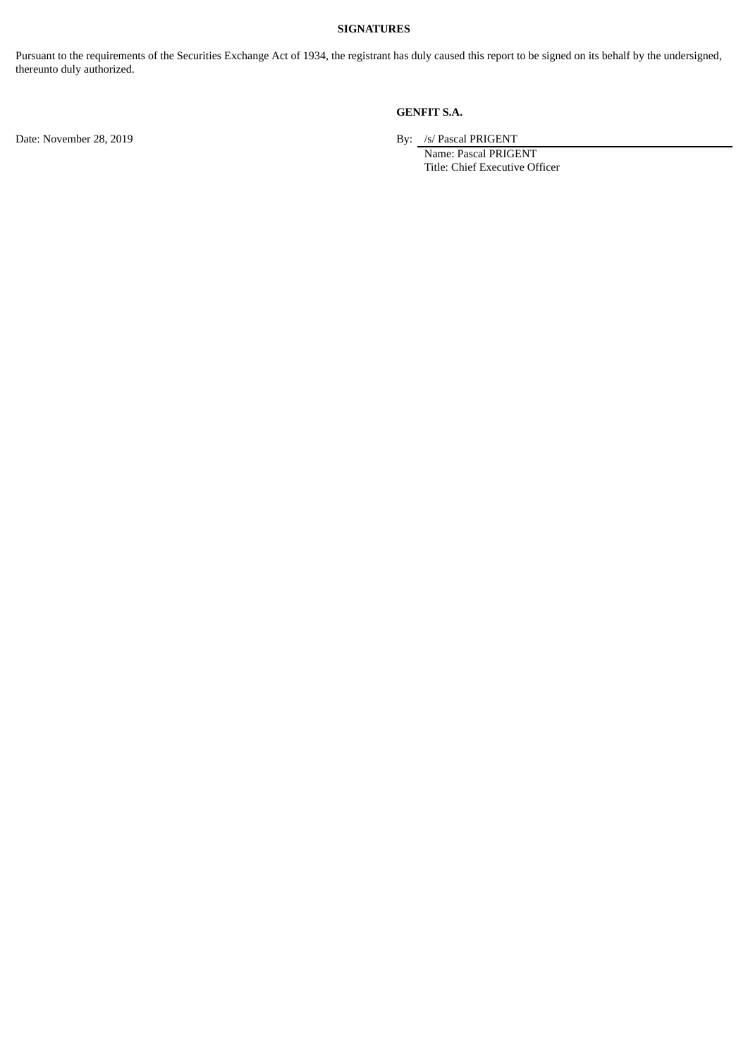**SIGNATURES**

Pursuant to the requirements of the Securities Exchange Act of 1934, the registrant has duly caused this report to be signed on its behalf by the undersigned, thereunto duly authorized.

**GENFIT S.A.**

Date: November 28, 2019

By: /s/ Pascal PRIGENT
Name: Pascal PRIGENT
Title: Chief Executive Officer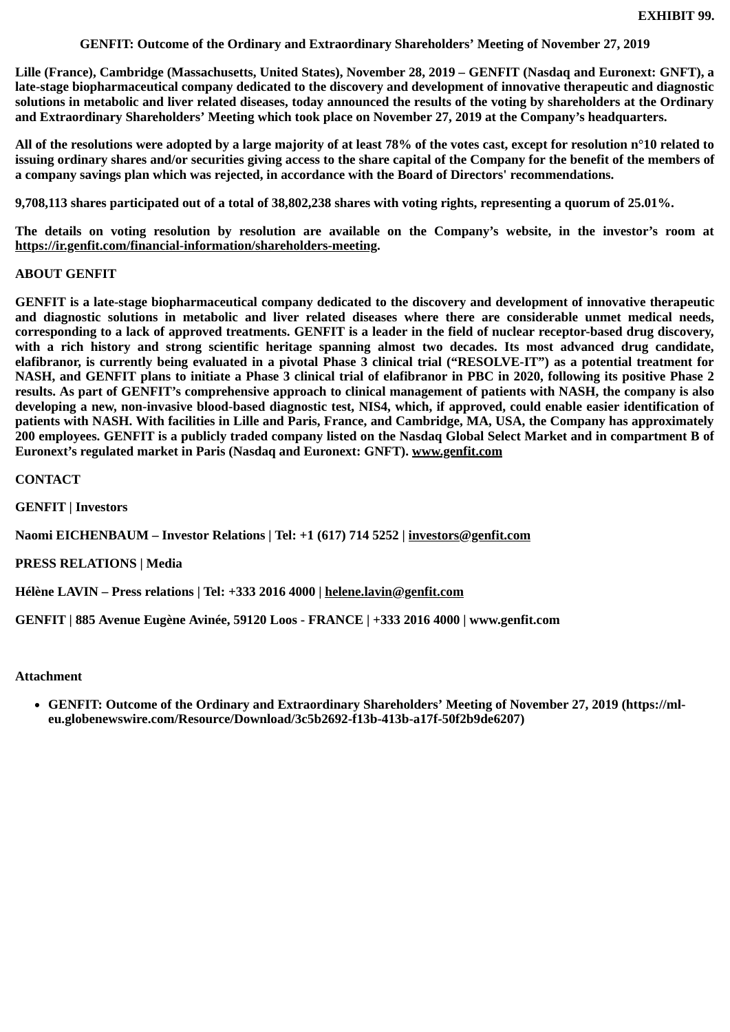**EXHIBIT 99.**

**GENFIT: Outcome of the Ordinary and Extraordinary Shareholders' Meeting of November 27, 2019**

**Lille (France), Cambridge (Massachusetts, United States), November 28, 2019 – GENFIT (Nasdaq and Euronext: GNFT), a late-stage biopharmaceutical company dedicated to the discovery and development of innovative therapeutic and diagnostic solutions in metabolic and liver related diseases, today announced the results of the voting by shareholders at the Ordinary and Extraordinary Shareholders' Meeting which took place on November 27, 2019 at the Company's headquarters.**

**All of the resolutions were adopted by a large majority of at least 78% of the votes cast, except for resolution n°10 related to issuing ordinary shares and/or securities giving access to the share capital of the Company for the benefit of the members of a company savings plan which was rejected, in accordance with the Board of Directors' recommendations.**

**9,708,113 shares participated out of a total of 38,802,238 shares with voting rights, representing a quorum of 25.01%.**

**The details on voting resolution by resolution are available on the Company's website, in the investor's room at https://ir.genfit.com/financial-information/shareholders-meeting.**

**ABOUT GENFIT**

**GENFIT is a late-stage biopharmaceutical company dedicated to the discovery and development of innovative therapeutic and diagnostic solutions in metabolic and liver related diseases where there are considerable unmet medical needs, corresponding to a lack of approved treatments. GENFIT is a leader in the field of nuclear receptor-based drug discovery, with a rich history and strong scientific heritage spanning almost two decades. Its most advanced drug candidate, elafibranor, is currently being evaluated in a pivotal Phase 3 clinical trial ("RESOLVE-IT") as a potential treatment for NASH, and GENFIT plans to initiate a Phase 3 clinical trial of elafibranor in PBC in 2020, following its positive Phase 2 results. As part of GENFIT's comprehensive approach to clinical management of patients with NASH, the company is also developing a new, non-invasive blood-based diagnostic test, NIS4, which, if approved, could enable easier identification of patients with NASH. With facilities in Lille and Paris, France, and Cambridge, MA, USA, the Company has approximately 200 employees. GENFIT is a publicly traded company listed on the Nasdaq Global Select Market and in compartment B of Euronext's regulated market in Paris (Nasdaq and Euronext: GNFT). www.genfit.com**

**CONTACT**

**GENFIT | Investors**

**Naomi EICHENBAUM – Investor Relations | Tel: +1 (617) 714 5252 | investors@genfit.com**

**PRESS RELATIONS | Media**

**Hélène LAVIN – Press relations | Tel: +333 2016 4000 | helene.lavin@genfit.com**

**GENFIT | 885 Avenue Eugène Avinée, 59120 Loos - FRANCE | +333 2016 4000 | www.genfit.com**

**Attachment**

- **GENFIT: Outcome of the Ordinary and Extraordinary Shareholders' Meeting of November 27, 2019 (https://ml-eu.globenewswire.com/Resource/Download/3c5b2692-f13b-413b-a17f-50f2b9de6207)**